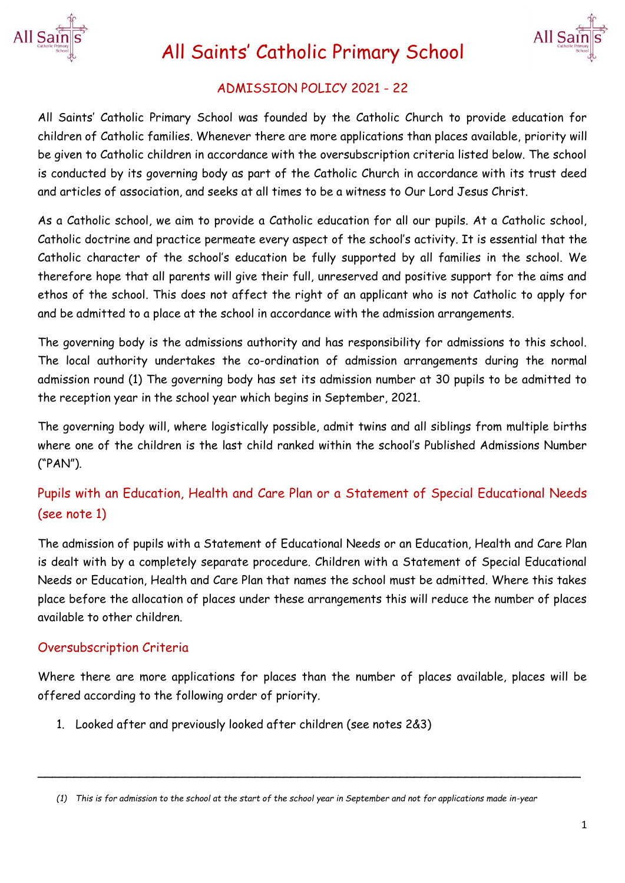# All Saints' Catholic Primary School

## ADMISSION POLICY 2021 - 22

All Saints' Catholic Primary School was founded by the Catholic Church to provide education for children of Catholic families. Whenever there are more applications than places available, priority will be given to Catholic children in accordance with the oversubscription criteria listed below. The school is conducted by its governing body as part of the Catholic Church in accordance with its trust deed and articles of association, and seeks at all times to be a witness to Our Lord Jesus Christ.

As a Catholic school, we aim to provide a Catholic education for all our pupils. At a Catholic school, Catholic doctrine and practice permeate every aspect of the school's activity. It is essential that the Catholic character of the school's education be fully supported by all families in the school. We therefore hope that all parents will give their full, unreserved and positive support for the aims and ethos of the school. This does not affect the right of an applicant who is not Catholic to apply for and be admitted to a place at the school in accordance with the admission arrangements.

The governing body is the admissions authority and has responsibility for admissions to this school. The local authority undertakes the co-ordination of admission arrangements during the normal admission round (1) The governing body has set its admission number at 30 pupils to be admitted to the reception year in the school year which begins in September, 2021.

The governing body will, where logistically possible, admit twins and all siblings from multiple births where one of the children is the last child ranked within the school's Published Admissions Number ("PAN").

### Pupils with an Education, Health and Care Plan or a Statement of Special Educational Needs (see note 1)

The admission of pupils with a Statement of Educational Needs or an Education, Health and Care Plan is dealt with by a completely separate procedure. Children with a Statement of Special Educational Needs or Education, Health and Care Plan that names the school must be admitted. Where this takes place before the allocation of places under these arrangements this will reduce the number of places available to other children.

### Oversubscription Criteria

Where there are more applications for places than the number of places available, places will be offered according to the following order of priority.

1. Looked after and previously looked after children (see notes 2&3)

---

*(1) This is for admission to the school at the start of the school year in September and not for applications made in-year*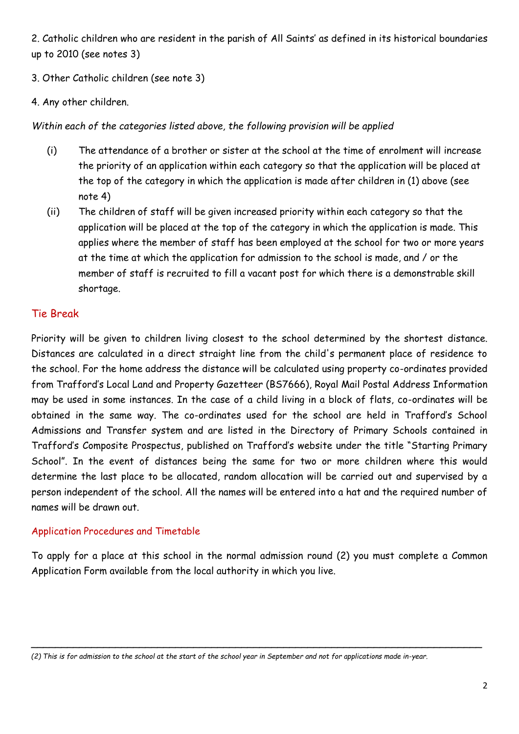2. Catholic children who are resident in the parish of All Saints' as defined in its historical boundaries up to 2010 (see notes 3)

3. Other Catholic children (see note 3)

4. Any other children.

*Within each of the categories listed above, the following provision will be applied*

(i) The attendance of a brother or sister at the school at the time of enrolment will increase the priority of an application within each category so that the application will be placed at the top of the category in which the application is made after children in (1) above (see note 4)

(ii) The children of staff will be given increased priority within each category so that the application will be placed at the top of the category in which the application is made. This applies where the member of staff has been employed at the school for two or more years at the time at which the application for admission to the school is made, and / or the member of staff is recruited to fill a vacant post for which there is a demonstrable skill shortage.

## Tie Break

Priority will be given to children living closest to the school determined by the shortest distance. Distances are calculated in a direct straight line from the child's permanent place of residence to the school. For the home address the distance will be calculated using property co-ordinates provided from Trafford's Local Land and Property Gazetteer (BS7666), Royal Mail Postal Address Information may be used in some instances. In the case of a child living in a block of flats, co-ordinates will be obtained in the same way. The co-ordinates used for the school are held in Trafford's School Admissions and Transfer system and are listed in the Directory of Primary Schools contained in Trafford's Composite Prospectus, published on Trafford's website under the title "Starting Primary School". In the event of distances being the same for two or more children where this would determine the last place to be allocated, random allocation will be carried out and supervised by a person independent of the school. All the names will be entered into a hat and the required number of names will be drawn out.

## Application Procedures and Timetable

To apply for a place at this school in the normal admission round (2) you must complete a Common Application Form available from the local authority in which you live.

---

*(2) This is for admission to the school at the start of the school year in September and not for applications made in-year.*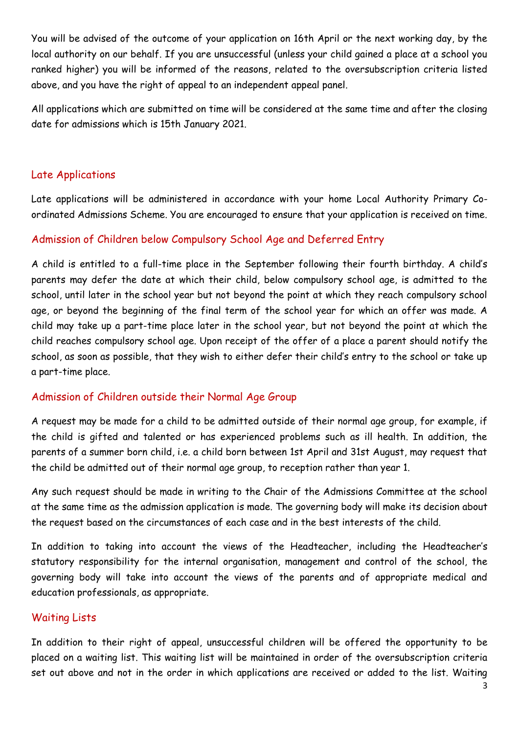You will be advised of the outcome of your application on 16th April or the next working day, by the local authority on our behalf. If you are unsuccessful (unless your child gained a place at a school you ranked higher) you will be informed of the reasons, related to the oversubscription criteria listed above, and you have the right of appeal to an independent appeal panel.

All applications which are submitted on time will be considered at the same time and after the closing date for admissions which is 15th January 2021.

## Late Applications

Late applications will be administered in accordance with your home Local Authority Primary Co-ordinated Admissions Scheme. You are encouraged to ensure that your application is received on time.

## Admission of Children below Compulsory School Age and Deferred Entry

A child is entitled to a full-time place in the September following their fourth birthday. A child's parents may defer the date at which their child, below compulsory school age, is admitted to the school, until later in the school year but not beyond the point at which they reach compulsory school age, or beyond the beginning of the final term of the school year for which an offer was made. A child may take up a part-time place later in the school year, but not beyond the point at which the child reaches compulsory school age. Upon receipt of the offer of a place a parent should notify the school, as soon as possible, that they wish to either defer their child's entry to the school or take up a part-time place.

## Admission of Children outside their Normal Age Group

A request may be made for a child to be admitted outside of their normal age group, for example, if the child is gifted and talented or has experienced problems such as ill health. In addition, the parents of a summer born child, i.e. a child born between 1st April and 31st August, may request that the child be admitted out of their normal age group, to reception rather than year 1.

Any such request should be made in writing to the Chair of the Admissions Committee at the school at the same time as the admission application is made. The governing body will make its decision about the request based on the circumstances of each case and in the best interests of the child.

In addition to taking into account the views of the Headteacher, including the Headteacher's statutory responsibility for the internal organisation, management and control of the school, the governing body will take into account the views of the parents and of appropriate medical and education professionals, as appropriate.

## Waiting Lists

In addition to their right of appeal, unsuccessful children will be offered the opportunity to be placed on a waiting list. This waiting list will be maintained in order of the oversubscription criteria set out above and not in the order in which applications are received or added to the list. Waiting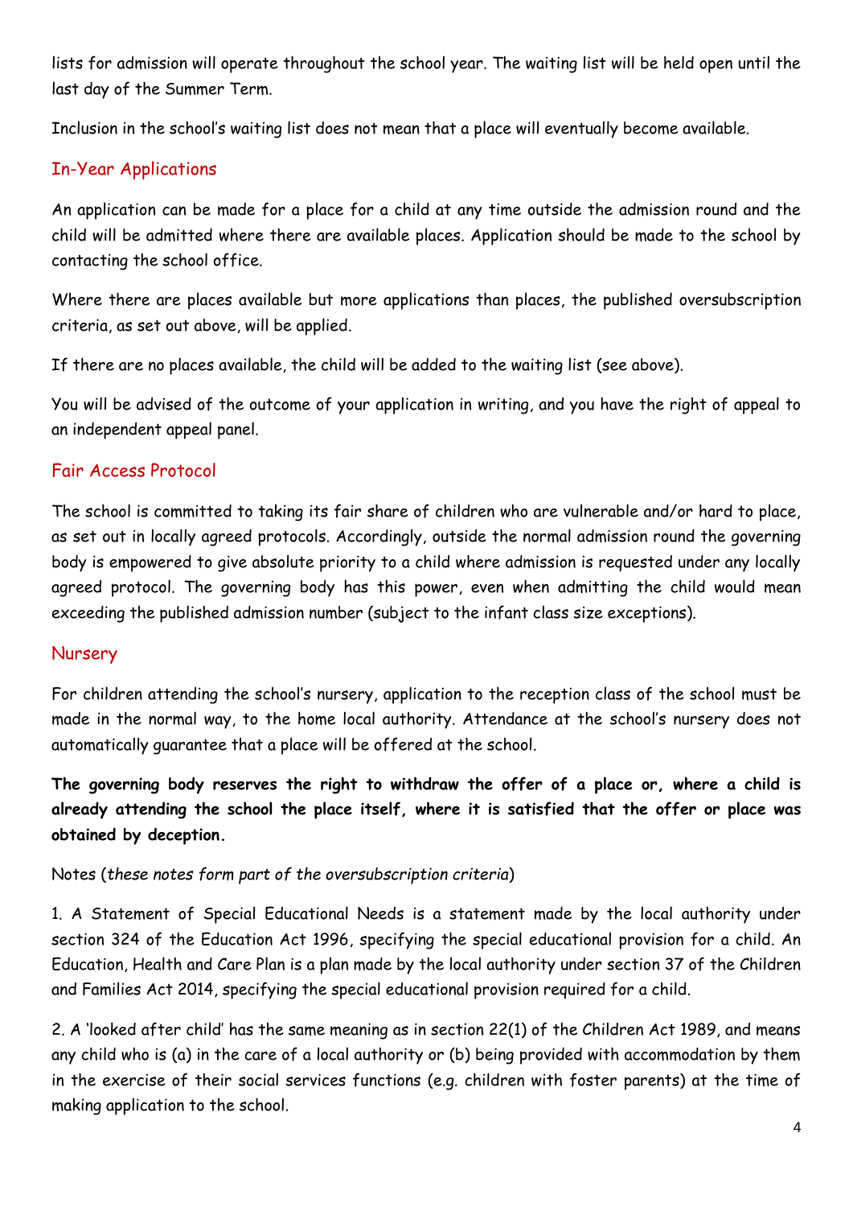lists for admission will operate throughout the school year. The waiting list will be held open until the last day of the Summer Term.

Inclusion in the school's waiting list does not mean that a place will eventually become available.

## In-Year Applications

An application can be made for a place for a child at any time outside the admission round and the child will be admitted where there are available places. Application should be made to the school by contacting the school office.

Where there are places available but more applications than places, the published oversubscription criteria, as set out above, will be applied.

If there are no places available, the child will be added to the waiting list (see above).

You will be advised of the outcome of your application in writing, and you have the right of appeal to an independent appeal panel.

## Fair Access Protocol

The school is committed to taking its fair share of children who are vulnerable and/or hard to place, as set out in locally agreed protocols. Accordingly, outside the normal admission round the governing body is empowered to give absolute priority to a child where admission is requested under any locally agreed protocol. The governing body has this power, even when admitting the child would mean exceeding the published admission number (subject to the infant class size exceptions).

## Nursery

For children attending the school's nursery, application to the reception class of the school must be made in the normal way, to the home local authority. Attendance at the school's nursery does not automatically guarantee that a place will be offered at the school.

**The governing body reserves the right to withdraw the offer of a place or, where a child is already attending the school the place itself, where it is satisfied that the offer or place was obtained by deception.**

Notes (*these notes form part of the oversubscription criteria*)

1. A Statement of Special Educational Needs is a statement made by the local authority under section 324 of the Education Act 1996, specifying the special educational provision for a child. An Education, Health and Care Plan is a plan made by the local authority under section 37 of the Children and Families Act 2014, specifying the special educational provision required for a child.

2. A 'looked after child' has the same meaning as in section 22(1) of the Children Act 1989, and means any child who is (a) in the care of a local authority or (b) being provided with accommodation by them in the exercise of their social services functions (e.g. children with foster parents) at the time of making application to the school.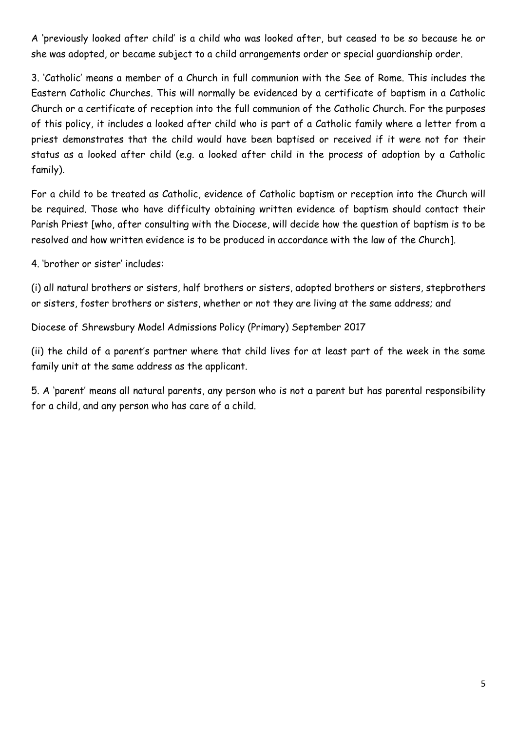A 'previously looked after child' is a child who was looked after, but ceased to be so because he or she was adopted, or became subject to a child arrangements order or special guardianship order.

3. 'Catholic' means a member of a Church in full communion with the See of Rome. This includes the Eastern Catholic Churches. This will normally be evidenced by a certificate of baptism in a Catholic Church or a certificate of reception into the full communion of the Catholic Church. For the purposes of this policy, it includes a looked after child who is part of a Catholic family where a letter from a priest demonstrates that the child would have been baptised or received if it were not for their status as a looked after child (e.g. a looked after child in the process of adoption by a Catholic family).

For a child to be treated as Catholic, evidence of Catholic baptism or reception into the Church will be required. Those who have difficulty obtaining written evidence of baptism should contact their Parish Priest [who, after consulting with the Diocese, will decide how the question of baptism is to be resolved and how written evidence is to be produced in accordance with the law of the Church].

4. 'brother or sister' includes:

(i) all natural brothers or sisters, half brothers or sisters, adopted brothers or sisters, stepbrothers or sisters, foster brothers or sisters, whether or not they are living at the same address; and

(ii) the child of a parent's partner where that child lives for at least part of the week in the same family unit at the same address as the applicant.

5. A 'parent' means all natural parents, any person who is not a parent but has parental responsibility for a child, and any person who has care of a child.